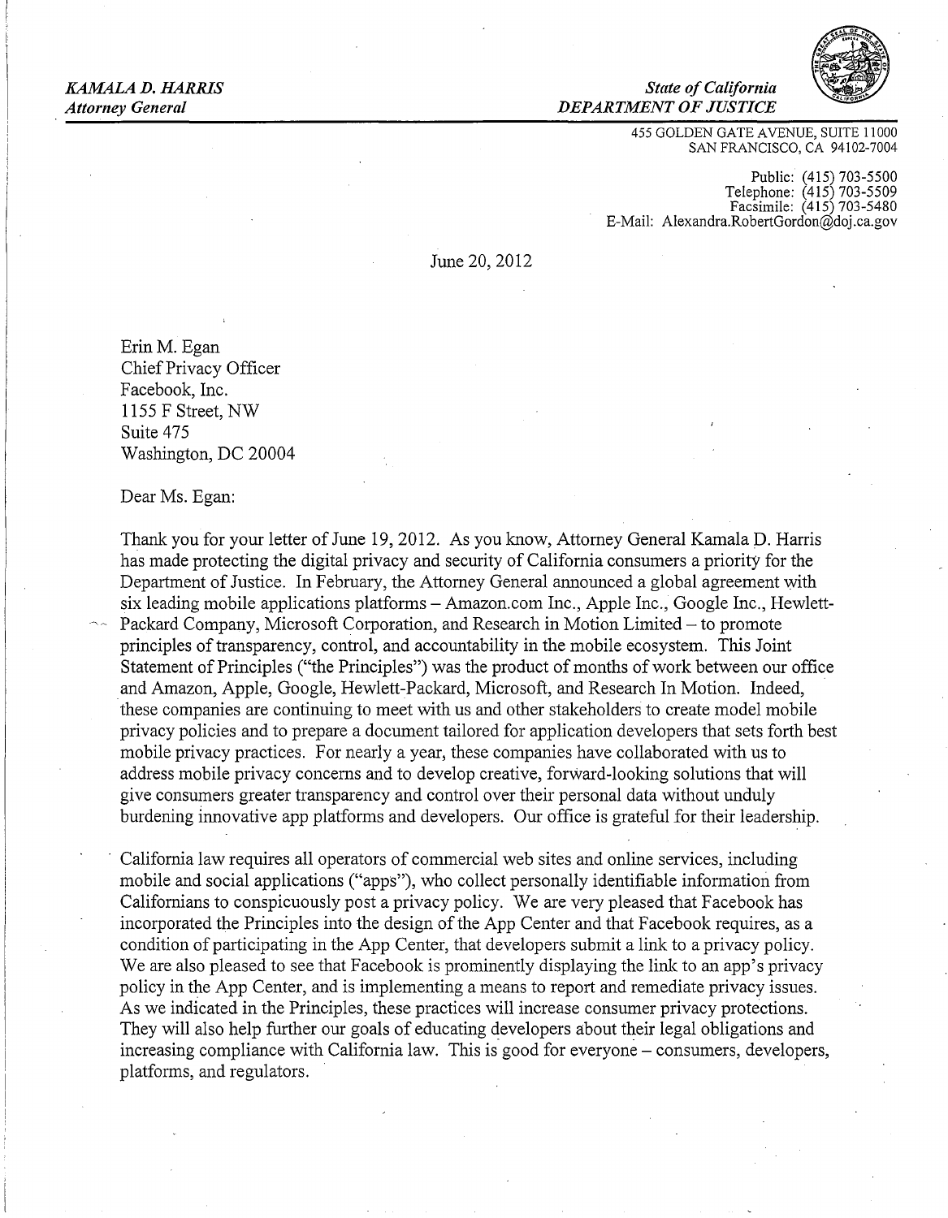*KAMALA D. HARRIS*
*Attorney General*

*State of California*
*DEPARTMENT OF JUSTICE*

455 GOLDEN GATE AVENUE, SUITE 11000
SAN FRANCISCO, CA 94102-7004

Public: (415) 703-5500
Telephone: (415) 703-5509
Facsimile: (415) 703-5480
E-Mail: Alexandra.RobertGordon@doj.ca.gov

June 20, 2012

Erin M. Egan
Chief Privacy Officer
Facebook, Inc.
1155 F Street, NW
Suite 475
Washington, DC 20004

Dear Ms. Egan:

Thank you for your letter of June 19, 2012. As you know, Attorney General Kamala D. Harris has made protecting the digital privacy and security of California consumers a priority for the Department of Justice. In February, the Attorney General announced a global agreement with six leading mobile applications platforms – Amazon.com Inc., Apple Inc., Google Inc., Hewlett-Packard Company, Microsoft Corporation, and Research in Motion Limited – to promote principles of transparency, control, and accountability in the mobile ecosystem. This Joint Statement of Principles ("the Principles") was the product of months of work between our office and Amazon, Apple, Google, Hewlett-Packard, Microsoft, and Research In Motion. Indeed, these companies are continuing to meet with us and other stakeholders to create model mobile privacy policies and to prepare a document tailored for application developers that sets forth best mobile privacy practices. For nearly a year, these companies have collaborated with us to address mobile privacy concerns and to develop creative, forward-looking solutions that will give consumers greater transparency and control over their personal data without unduly burdening innovative app platforms and developers. Our office is grateful for their leadership.

California law requires all operators of commercial web sites and online services, including mobile and social applications ("apps"), who collect personally identifiable information from Californians to conspicuously post a privacy policy. We are very pleased that Facebook has incorporated the Principles into the design of the App Center and that Facebook requires, as a condition of participating in the App Center, that developers submit a link to a privacy policy. We are also pleased to see that Facebook is prominently displaying the link to an app's privacy policy in the App Center, and is implementing a means to report and remediate privacy issues. As we indicated in the Principles, these practices will increase consumer privacy protections. They will also help further our goals of educating developers about their legal obligations and increasing compliance with California law. This is good for everyone – consumers, developers, platforms, and regulators.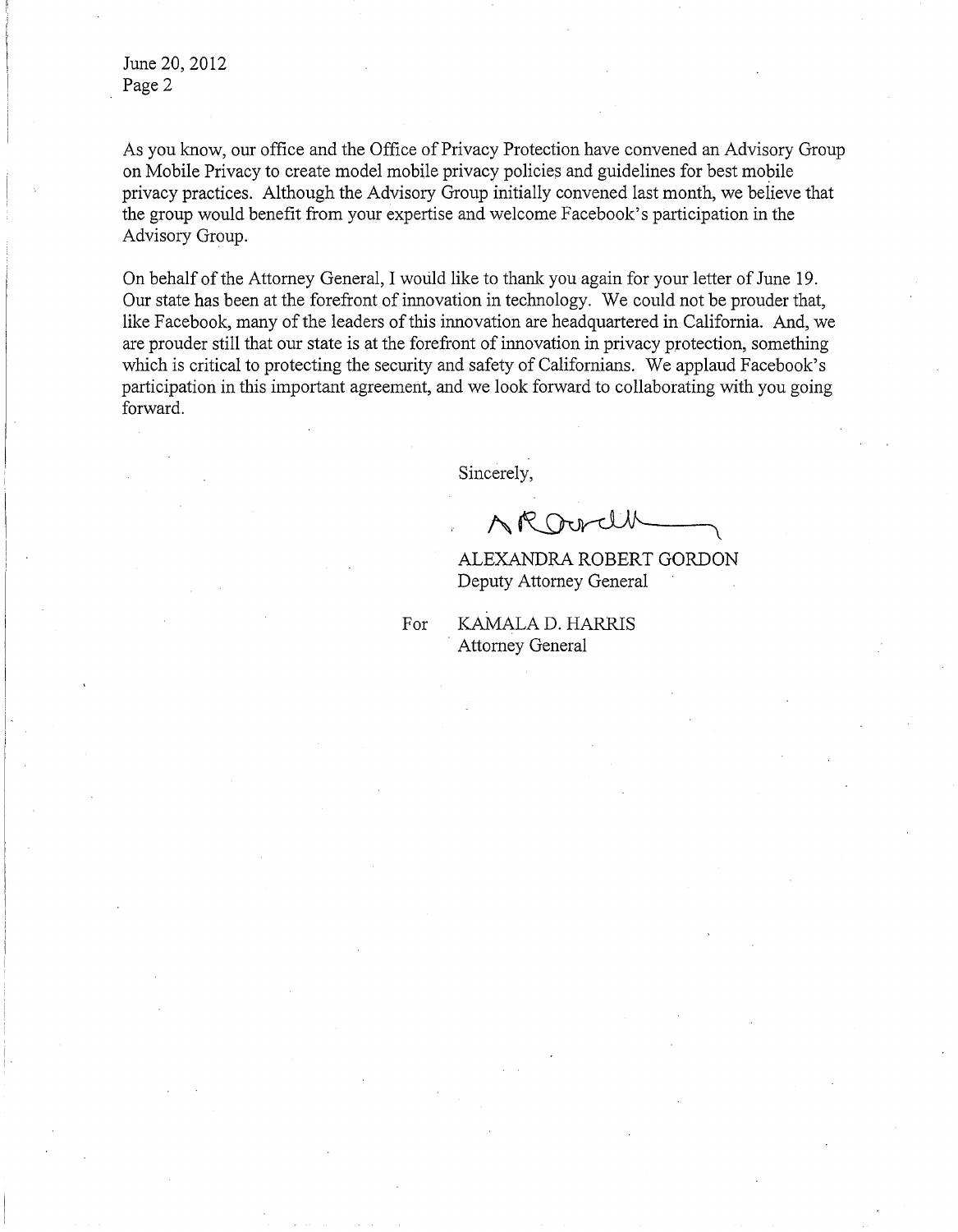As you know, our office and the Office of Privacy Protection have convened an Advisory Group on Mobile Privacy to create model mobile privacy policies and guidelines for best mobile privacy practices. Although the Advisory Group initially convened last month, we believe that the group would benefit from your expertise and welcome Facebook's participation in the Advisory Group.

On behalf of the Attorney General, I would like to thank you again for your letter of June 19. Our state has been at the forefront of innovation in technology. We could not be prouder that, like Facebook, many of the leaders of this innovation are headquartered in California. And, we are prouder still that our state is at the forefront of innovation in privacy protection, something which is critical to protecting the security and safety of Californians. We applaud Facebook's participation in this important agreement, and we look forward to collaborating with you going forward.

Sincerely,

ALEXANDRA ROBERT GORDON
Deputy Attorney General

For KAMALA D. HARRIS
Attorney General